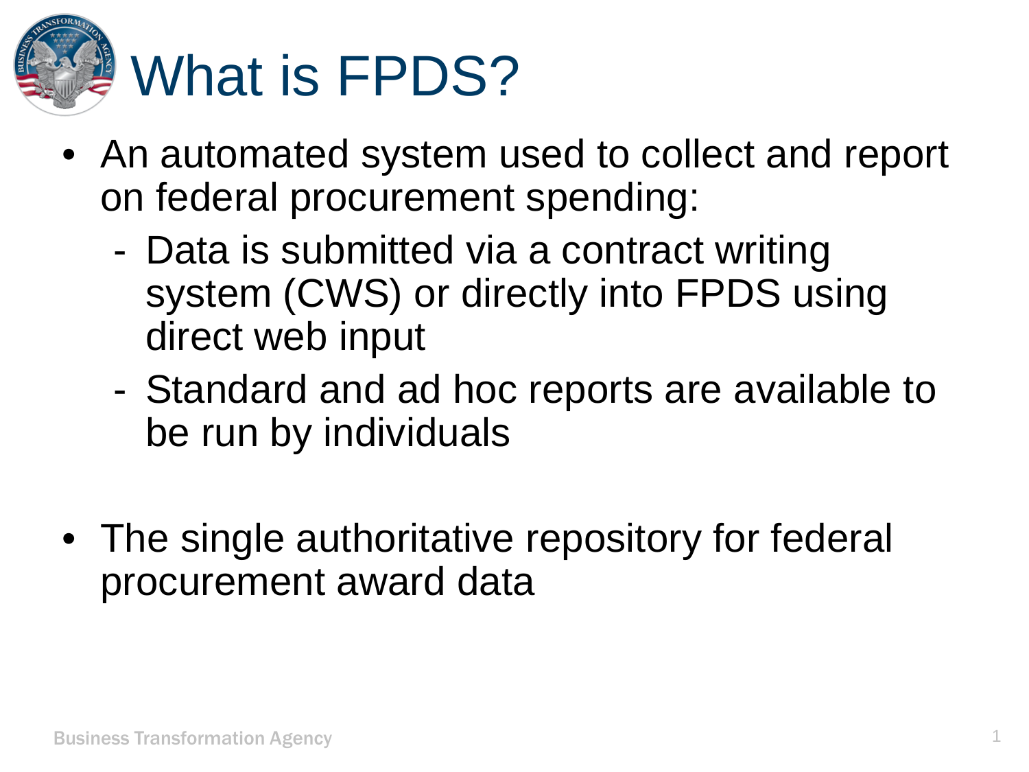# What is FPDS?

- An automated system used to collect and report on federal procurement spending:
  - Data is submitted via a contract writing system (CWS) or directly into FPDS using direct web input
  - Standard and ad hoc reports are available to be run by individuals

- The single authoritative repository for federal procurement award data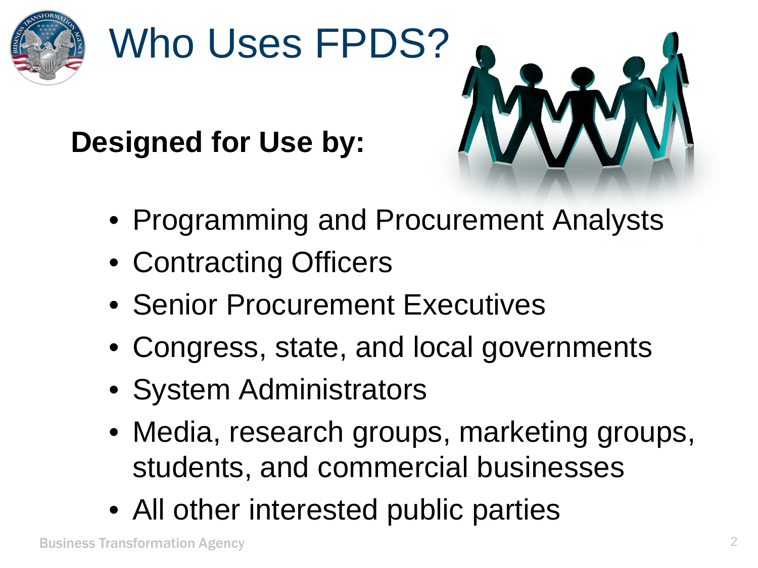# Who Uses FPDS?

**Designed for Use by:**

- Programming and Procurement Analysts
- Contracting Officers
- Senior Procurement Executives
- Congress, state, and local governments
- System Administrators
- Media, research groups, marketing groups, students, and commercial businesses
- All other interested public parties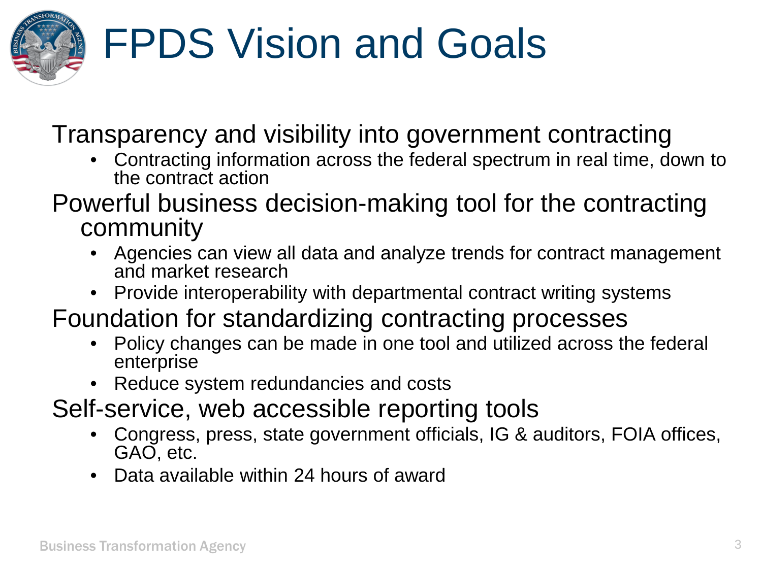# FPDS Vision and Goals

Transparency and visibility into government contracting

- Contracting information across the federal spectrum in real time, down to the contract action

Powerful business decision-making tool for the contracting community

- Agencies can view all data and analyze trends for contract management and market research
- Provide interoperability with departmental contract writing systems

Foundation for standardizing contracting processes

- Policy changes can be made in one tool and utilized across the federal enterprise
- Reduce system redundancies and costs

Self-service, web accessible reporting tools

- Congress, press, state government officials, IG & auditors, FOIA offices, GAO, etc.
- Data available within 24 hours of award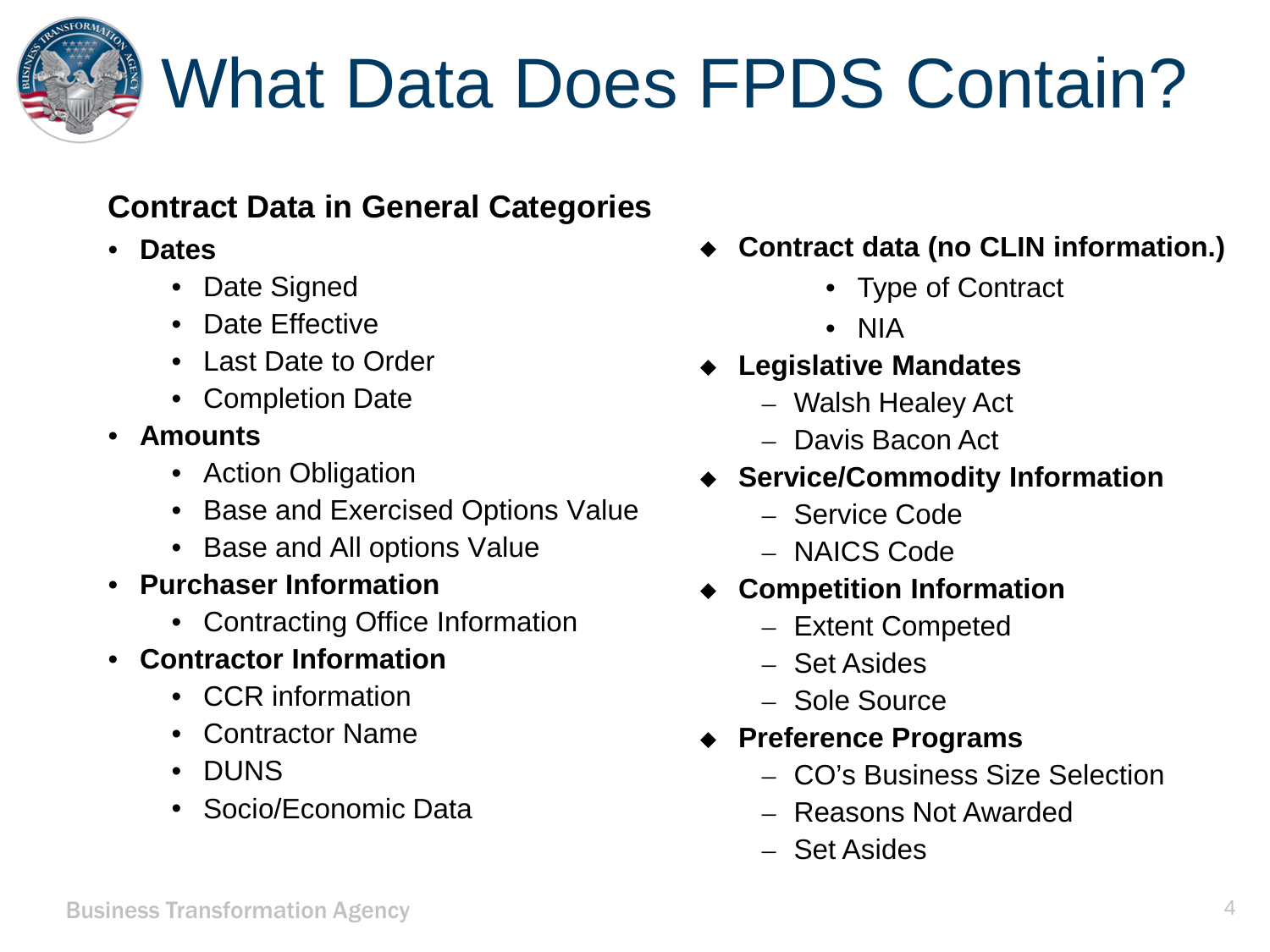# What Data Does FPDS Contain?

**Contract Data in General Categories**

- **Dates**
  - Date Signed
  - Date Effective
  - Last Date to Order
  - Completion Date
- **Amounts**
  - Action Obligation
  - Base and Exercised Options Value
  - Base and All options Value
- **Purchaser Information**
  - Contracting Office Information
- **Contractor Information**
  - CCR information
  - Contractor Name
  - DUNS
  - Socio/Economic Data

- **Contract data (no CLIN information.)**
  - Type of Contract
  - NIA
- **Legislative Mandates**
  - Walsh Healey Act
  - Davis Bacon Act
- **Service/Commodity Information**
  - Service Code
  - NAICS Code
- **Competition Information**
  - Extent Competed
  - Set Asides
  - Sole Source
- **Preference Programs**
  - CO's Business Size Selection
  - Reasons Not Awarded
  - Set Asides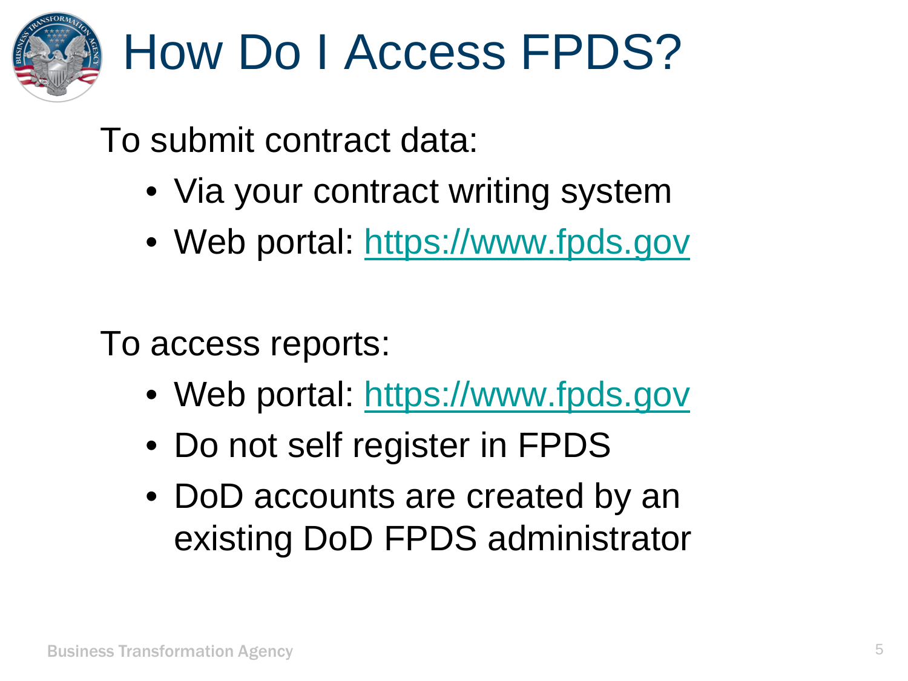# How Do I Access FPDS?

To submit contract data:

- Via your contract writing system
- Web portal: https://www.fpds.gov

To access reports:

- Web portal: https://www.fpds.gov
- Do not self register in FPDS
- DoD accounts are created by an existing DoD FPDS administrator